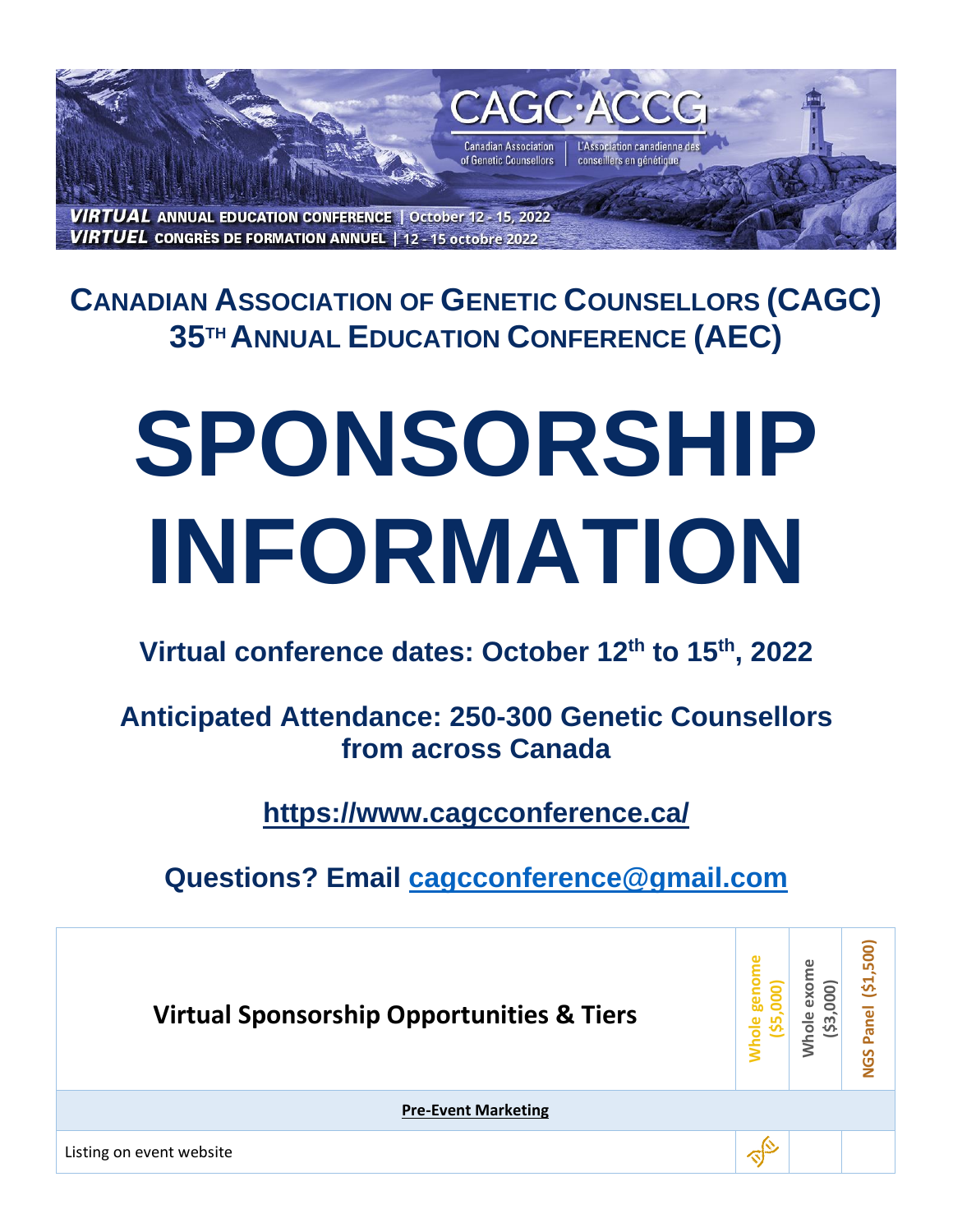CAGC·ACCG

Canadian Association of Genetic Counsellors | L'Association canadienne des conseillers en génétique

***VIRTUAL*** **ANNUAL EDUCATION CONFERENCE | October 12 - 15, 2022**
***VIRTUEL*** **CONGRÈS DE FORMATION ANNUEL | 12 - 15 octobre 2022**

## CANADIAN ASSOCIATION OF GENETIC COUNSELLORS (CAGC) 35TH ANNUAL EDUCATION CONFERENCE (AEC)

# SPONSORSHIP INFORMATION

**Virtual conference dates: October 12th to 15th, 2022**

**Anticipated Attendance: 250-300 Genetic Counsellors from across Canada**

**https://www.cagcconference.ca/**

**Questions? Email cagcconference@gmail.com**

| **Virtual Sponsorship Opportunities & Tiers** | Whole genome ($5,000) | Whole exome ($3,000) | NGS Panel ($1,500) |
|---|---|---|---|
| **Pre-Event Marketing** | | | |
| Listing on event website | ✓ | | |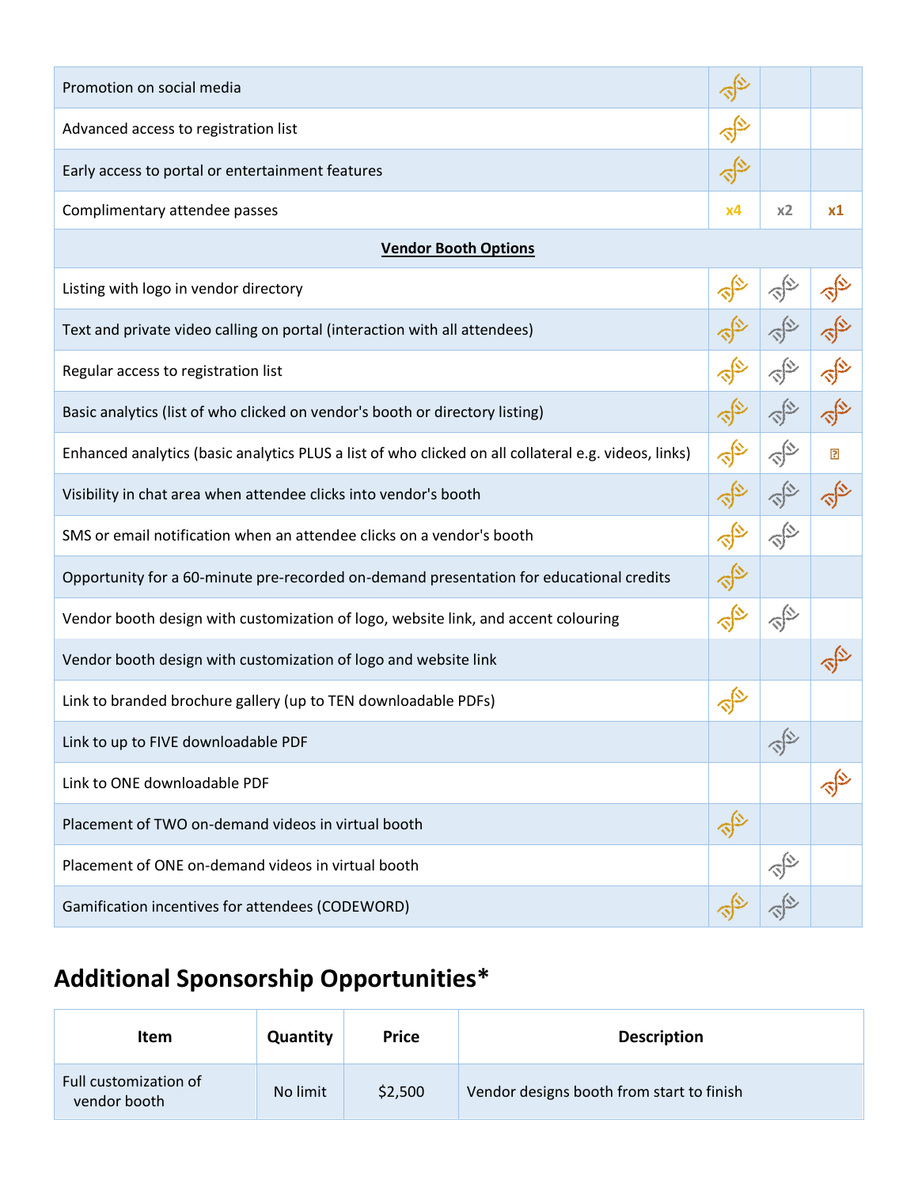| | | | |
|---|---|---|---|
| Promotion on social media | 🧬 | | |
| Advanced access to registration list | 🧬 | | |
| Early access to portal or entertainment features | 🧬 | | |
| Complimentary attendee passes | x4 | x2 | x1 |
| **Vendor Booth Options** | | | |
| Listing with logo in vendor directory | 🧬 | 🧬 | 🧬 |
| Text and private video calling on portal (interaction with all attendees) | 🧬 | 🧬 | 🧬 |
| Regular access to registration list | 🧬 | 🧬 | 🧬 |
| Basic analytics (list of who clicked on vendor's booth or directory listing) | 🧬 | 🧬 | 🧬 |
| Enhanced analytics (basic analytics PLUS a list of who clicked on all collateral e.g. videos, links) | 🧬 | 🧬 | ? |
| Visibility in chat area when attendee clicks into vendor's booth | 🧬 | 🧬 | 🧬 |
| SMS or email notification when an attendee clicks on a vendor's booth | 🧬 | 🧬 | |
| Opportunity for a 60-minute pre-recorded on-demand presentation for educational credits | 🧬 | | |
| Vendor booth design with customization of logo, website link, and accent colouring | 🧬 | 🧬 | |
| Vendor booth design with customization of logo and website link | | | 🧬 |
| Link to branded brochure gallery (up to TEN downloadable PDFs) | 🧬 | | |
| Link to up to FIVE downloadable PDF | | 🧬 | |
| Link to ONE downloadable PDF | | | 🧬 |
| Placement of TWO on-demand videos in virtual booth | 🧬 | | |
| Placement of ONE on-demand videos in virtual booth | | 🧬 | |
| Gamification incentives for attendees (CODEWORD) | 🧬 | 🧬 | |

## Additional Sponsorship Opportunities*

| Item | Quantity | Price | Description |
|---|---|---|---|
| Full customization of vendor booth | No limit | $2,500 | Vendor designs booth from start to finish |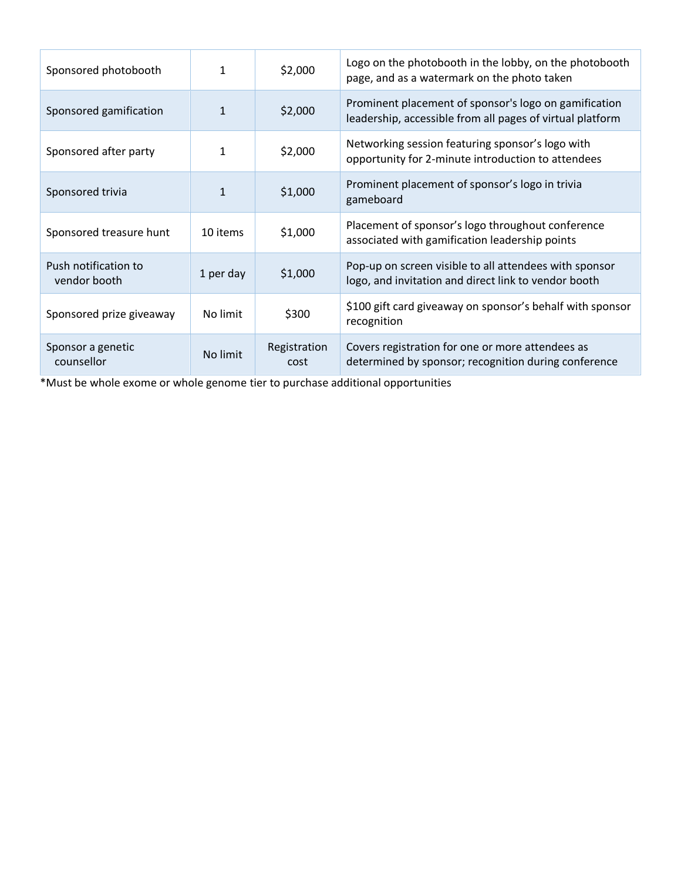| | | | |
|---|---|---|---|
| Sponsored photobooth | 1 | $2,000 | Logo on the photobooth in the lobby, on the photobooth page, and as a watermark on the photo taken |
| Sponsored gamification | 1 | $2,000 | Prominent placement of sponsor's logo on gamification leadership, accessible from all pages of virtual platform |
| Sponsored after party | 1 | $2,000 | Networking session featuring sponsor's logo with opportunity for 2-minute introduction to attendees |
| Sponsored trivia | 1 | $1,000 | Prominent placement of sponsor's logo in trivia gameboard |
| Sponsored treasure hunt | 10 items | $1,000 | Placement of sponsor's logo throughout conference associated with gamification leadership points |
| Push notification to vendor booth | 1 per day | $1,000 | Pop-up on screen visible to all attendees with sponsor logo, and invitation and direct link to vendor booth |
| Sponsored prize giveaway | No limit | $300 | $100 gift card giveaway on sponsor's behalf with sponsor recognition |
| Sponsor a genetic counsellor | No limit | Registration cost | Covers registration for one or more attendees as determined by sponsor; recognition during conference |

*Must be whole exome or whole genome tier to purchase additional opportunities